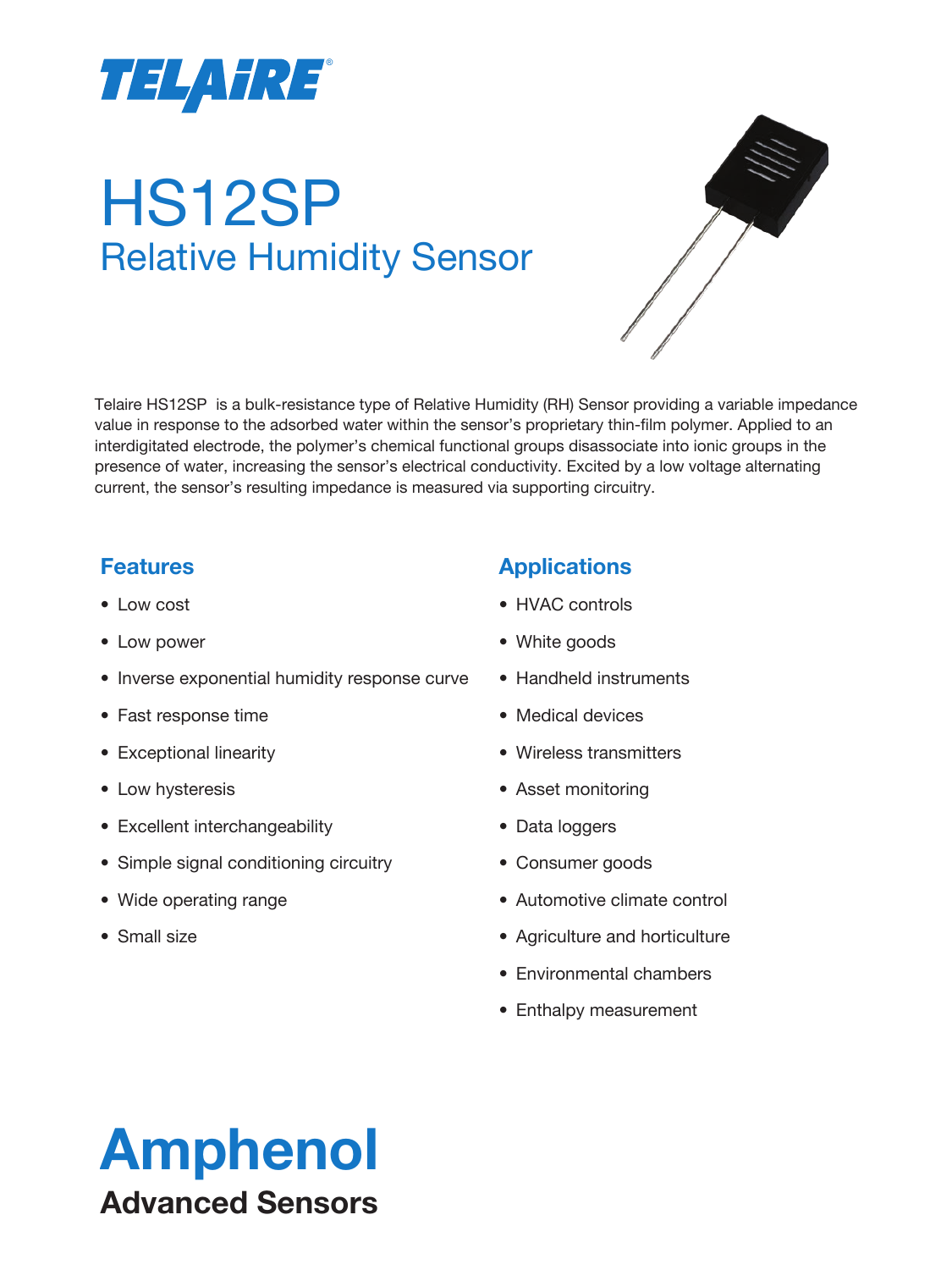TELAIRE®

# HS12SP

## Relative Humidity Sensor

Telaire HS12SP is a bulk-resistance type of Relative Humidity (RH) Sensor providing a variable impedance value in response to the adsorbed water within the sensor's proprietary thin-film polymer. Applied to an interdigitated electrode, the polymer's chemical functional groups disassociate into ionic groups in the presence of water, increasing the sensor's electrical conductivity. Excited by a low voltage alternating current, the sensor's resulting impedance is measured via supporting circuitry.

### Features

- Low cost
- Low power
- Inverse exponential humidity response curve
- Fast response time
- Exceptional linearity
- Low hysteresis
- Excellent interchangeability
- Simple signal conditioning circuitry
- Wide operating range
- Small size

### Applications

- HVAC controls
- White goods
- Handheld instruments
- Medical devices
- Wireless transmitters
- Asset monitoring
- Data loggers
- Consumer goods
- Automotive climate control
- Agriculture and horticulture
- Environmental chambers
- Enthalpy measurement

**Amphenol**

**Advanced Sensors**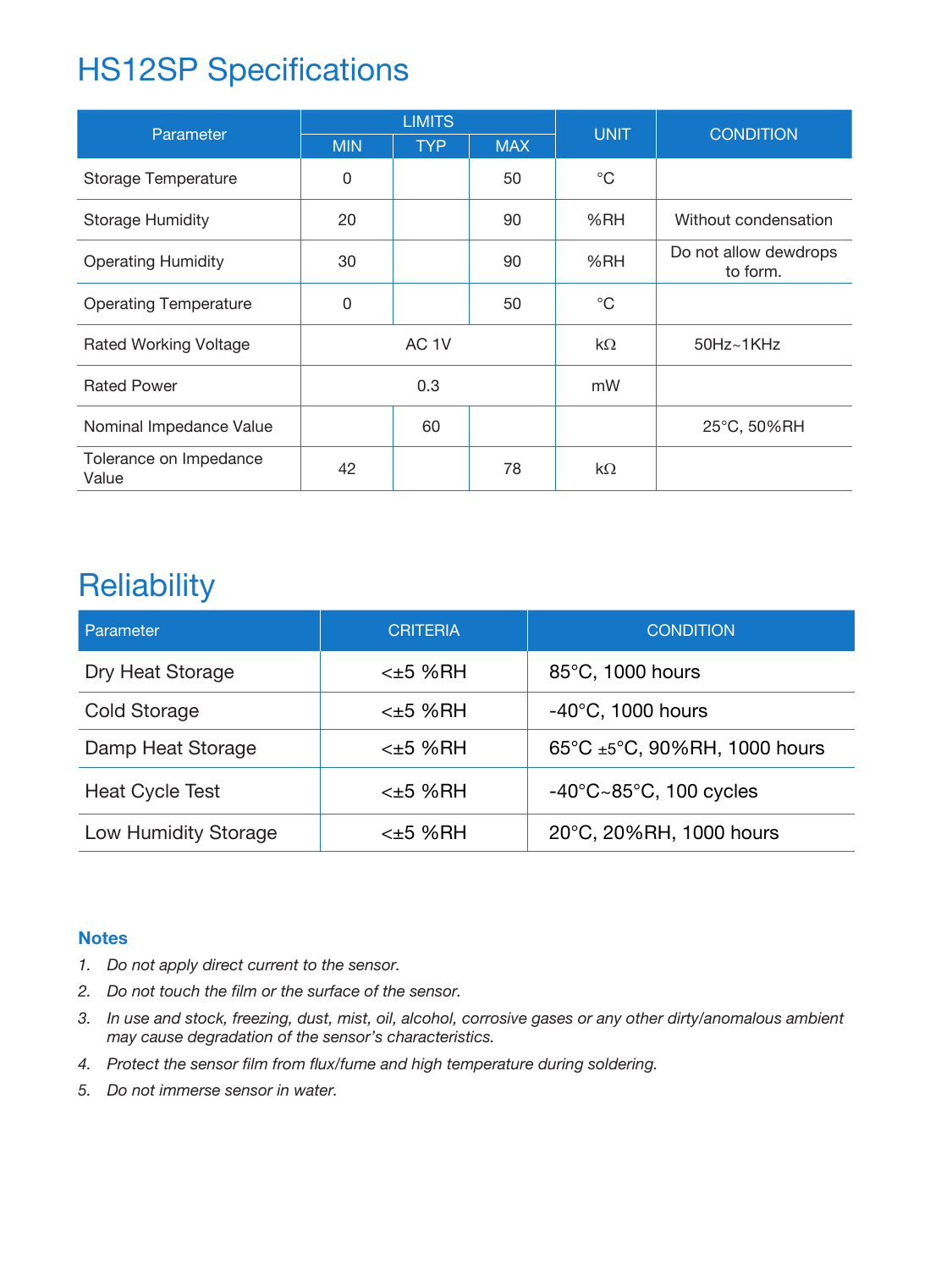# HS12SP Specifications

| Parameter | LIMITS | | | UNIT | CONDITION |
|---|---|---|---|---|---|
| | MIN | TYP | MAX | | |
| Storage Temperature | 0 | | 50 | °C | |
| Storage Humidity | 20 | | 90 | %RH | Without condensation |
| Operating Humidity | 30 | | 90 | %RH | Do not allow dewdrops to form. |
| Operating Temperature | 0 | | 50 | °C | |
| Rated Working Voltage | AC 1V | | | kΩ | 50Hz~1KHz |
| Rated Power | 0.3 | | | mW | |
| Nominal Impedance Value | | 60 | | | 25°C, 50%RH |
| Tolerance on Impedance Value | 42 | | 78 | kΩ | |

# Reliability

| Parameter | CRITERIA | CONDITION |
|---|---|---|
| Dry Heat Storage | <±5 %RH | 85°C, 1000 hours |
| Cold Storage | <±5 %RH | -40°C, 1000 hours |
| Damp Heat Storage | <±5 %RH | 65°C ±5°C, 90%RH, 1000 hours |
| Heat Cycle Test | <±5 %RH | -40°C~85°C, 100 cycles |
| Low Humidity Storage | <±5 %RH | 20°C, 20%RH, 1000 hours |

### Notes

1. *Do not apply direct current to the sensor.*
2. *Do not touch the film or the surface of the sensor.*
3. *In use and stock, freezing, dust, mist, oil, alcohol, corrosive gases or any other dirty/anomalous ambient may cause degradation of the sensor's characteristics.*
4. *Protect the sensor film from flux/fume and high temperature during soldering.*
5. *Do not immerse sensor in water.*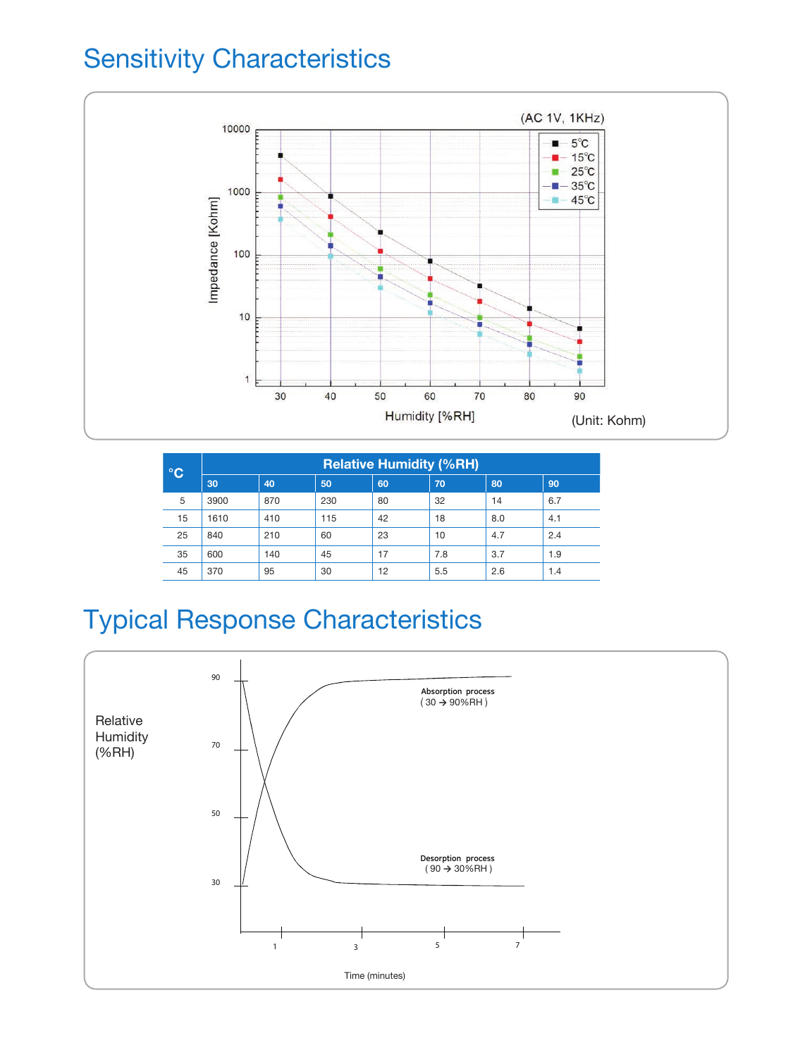## Sensitivity Characteristics

(AC 1V, 1KHz)

(Unit: Kohm)

| °C | Relative Humidity (%RH) | | | | | | |
|---|---|---|---|---|---|---|---|
| | 30 | 40 | 50 | 60 | 70 | 80 | 90 |
| 5 | 3900 | 870 | 230 | 80 | 32 | 14 | 6.7 |
| 15 | 1610 | 410 | 115 | 42 | 18 | 8.0 | 4.1 |
| 25 | 840 | 210 | 60 | 23 | 10 | 4.7 | 2.4 |
| 35 | 600 | 140 | 45 | 17 | 7.8 | 3.7 | 1.9 |
| 45 | 370 | 95 | 30 | 12 | 5.5 | 2.6 | 1.4 |

## Typical Response Characteristics

Relative Humidity (%RH)

Absorption process (30 → 90%RH)

Desorption process (90 → 30%RH)

Time (minutes)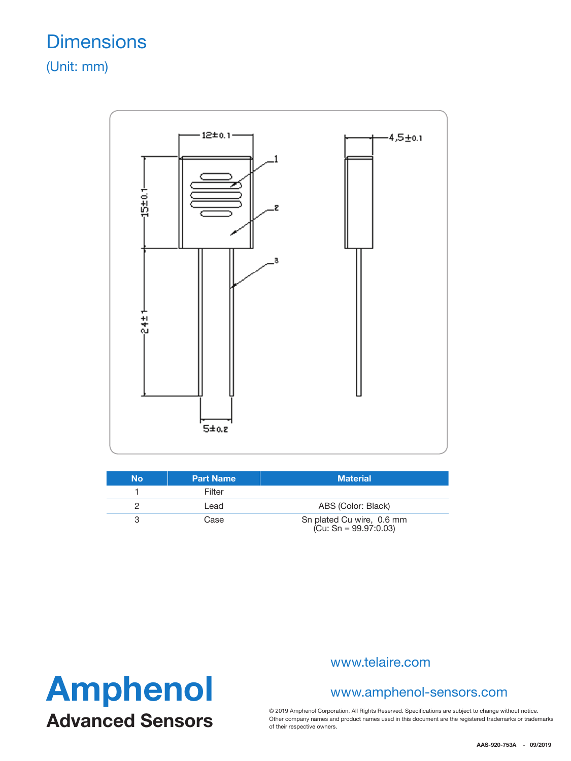# Dimensions

(Unit: mm)

12±0.1

4,5±0.1

15±0.1

24±1

5±0.2

1

2

3

| No | Part Name | Material |
|---|---|---|
| 1 | Filter | |
| 2 | Lead | ABS (Color: Black) |
| 3 | Case | Sn plated Cu wire, 0.6 mm (Cu: Sn = 99.97:0.03) |

**Amphenol**

**Advanced Sensors**

www.telaire.com

www.amphenol-sensors.com

© 2019 Amphenol Corporation. All Rights Reserved. Specifications are subject to change without notice. Other company names and product names used in this document are the registered trademarks or trademarks of their respective owners.

AAS-920-753A - 09/2019